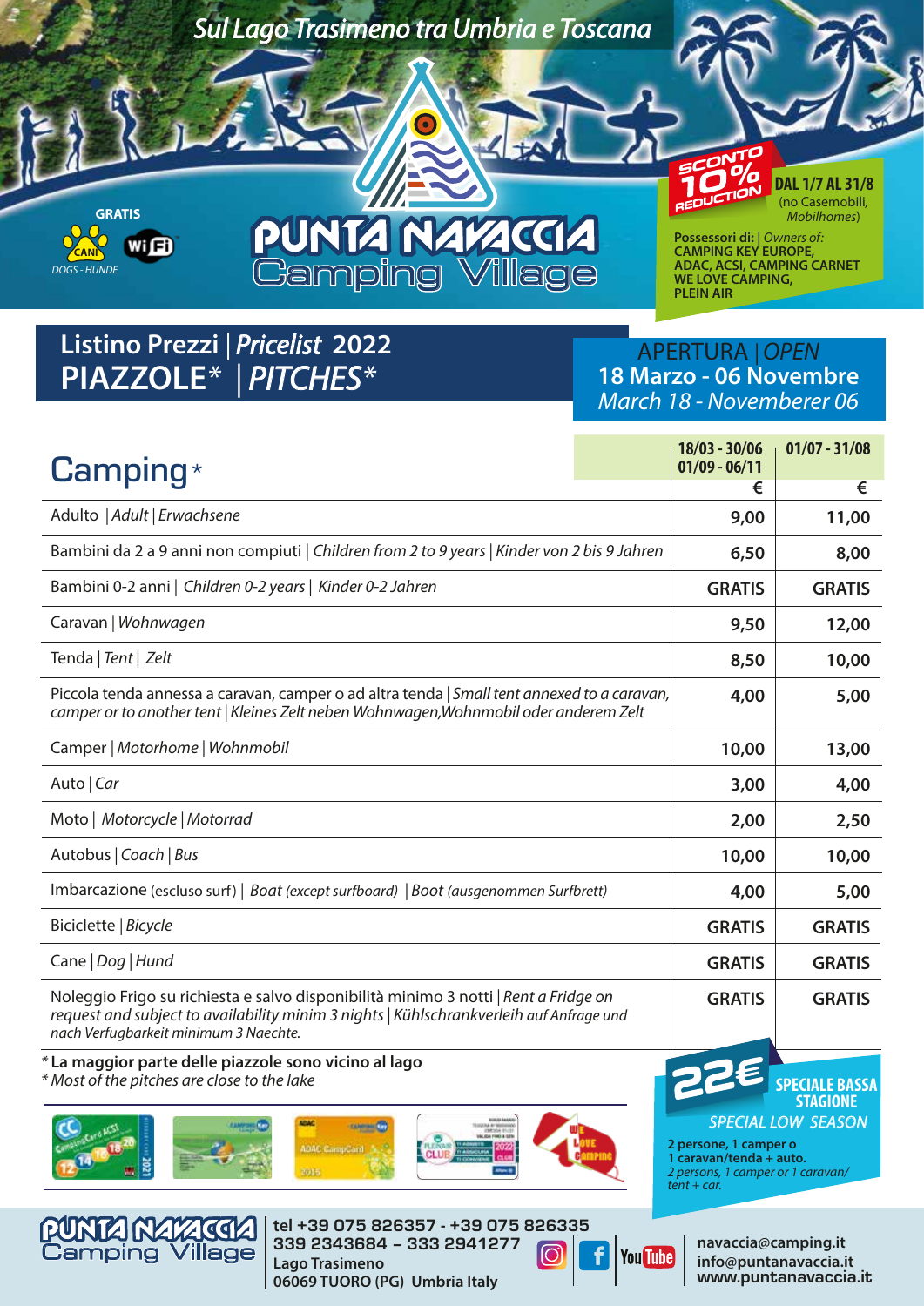*Sul Lago Trasimeno tra Umbria e Toscana*

# PUNTA NAVACCIA Camping Village

GRATIS
CANI *DOGS - HUNDE*
WiFi

**SCONTO 10% REDUCTION**
**DAL 1/7 AL 31/8**
(no Casemobili, *Mobilhomes*)

**Possessori di:** | *Owners of:*
**CAMPING KEY EUROPE, ADAC, ACSI, CAMPING CARNET WE LOVE CAMPING, PLEIN AIR**

## Listino Prezzi | *Pricelist* 2022
## PIAZZOLE* | *PITCHES**

**APERTURA** | *OPEN*
**18 Marzo - 06 Novembre**
*March 18 - November 06*

| Camping* | 18/03 - 30/06 01/09 - 06/11 € | 01/07 - 31/08 € |
|---|---|---|
| Adulto \| *Adult* \| *Erwachsene* | 9,00 | 11,00 |
| Bambini da 2 a 9 anni non compiuti \| *Children from 2 to 9 years* \| *Kinder von 2 bis 9 Jahren* | 6,50 | 8,00 |
| Bambini 0-2 anni \| *Children 0-2 years* \| *Kinder 0-2 Jahren* | GRATIS | GRATIS |
| Caravan \| *Wohnwagen* | 9,50 | 12,00 |
| Tenda \| *Tent* \| *Zelt* | 8,50 | 10,00 |
| Piccola tenda annessa a caravan, camper o ad altra tenda \| *Small tent annexed to a caravan, camper or to another tent* \| *Kleines Zelt neben Wohnwagen,Wohnmobil oder anderem Zelt* | 4,00 | 5,00 |
| Camper \| *Motorhome* \| *Wohnmobil* | 10,00 | 13,00 |
| Auto \| *Car* | 3,00 | 4,00 |
| Moto \| *Motorcycle* \| *Motorrad* | 2,00 | 2,50 |
| Autobus \| *Coach* \| *Bus* | 10,00 | 10,00 |
| Imbarcazione (escluso surf) \| *Boat (except surfboard)* \| *Boot (ausgenommen Surfbrett)* | 4,00 | 5,00 |
| Biciclette \| *Bicycle* | GRATIS | GRATIS |
| Cane \| *Dog* \| *Hund* | GRATIS | GRATIS |
| Noleggio Frigo su richiesta e salvo disponibilità minimo 3 notti \| *Rent a Fridge on request and subject to availability minim 3 nights* \| *Kühlschrankverleih auf Anfrage und nach Verfugbarkeit minimum 3 Naechte.* | GRATIS | GRATIS |

\* **La maggior parte delle piazzole sono vicino al lago**
\* *Most of the pitches are close to the lake*

**22€ SPECIALE BASSA STAGIONE**
*SPECIAL LOW SEASON*
**2 persone, 1 camper o 1 caravan/tenda + auto.**
*2 persons, 1 camper or 1 caravan/ tent + car.*

**PUNTA NAVACCIA Camping Village**
**tel +39 075 826357 - +39 075 826335**
**339 2343684 – 333 2941277**
**Lago Trasimeno**
**06069 TUORO (PG) Umbria Italy**

**navaccia@camping.it**
**info@puntanavaccia.it**
**www.puntanavaccia.it**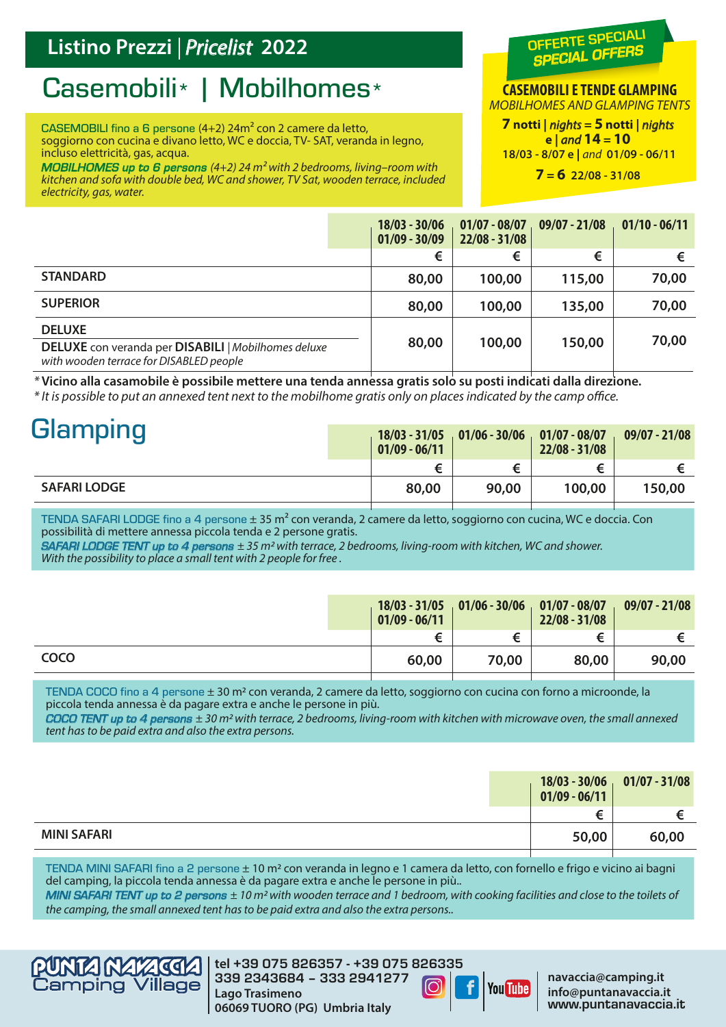## Listino Prezzi | *Pricelist* 2022

**OFFERTE SPECIALI**
***SPECIAL OFFERS***

**CASEMOBILI E TENDE GLAMPING**
*MOBILHOMES AND GLAMPING TENTS*

**7 notti | *nights* = 5 notti | *nights***
**e | *and* 14 = 10**
**18/03 - 8/07 e | *and* 01/09 - 06/11**

**7 = 6 22/08 - 31/08**

# Casemobili* | Mobilhomes*

CASEMOBILI fino a 6 persone (4+2) 24m² con 2 camere da letto, soggiorno con cucina e divano letto, WC e doccia, TV- SAT, veranda in legno, incluso elettricità, gas, acqua.
***MOBILHOMES up to 6 persons*** *(4+2) 24 m² with 2 bedrooms, living–room with kitchen and sofa with double bed, WC and shower, TV Sat, wooden terrace, included electricity, gas, water.*

| | 18/03 - 30/06<br>01/09 - 30/09 | 01/07 - 08/07<br>22/08 - 31/08 | 09/07 - 21/08 | 01/10 - 06/11 |
|---|---|---|---|---|
| | € | € | € | € |
| **STANDARD** | 80,00 | 100,00 | 115,00 | 70,00 |
| **SUPERIOR** | 80,00 | 100,00 | 135,00 | 70,00 |
| **DELUXE**<br>**DELUXE** con veranda per **DISABILI** \| *Mobilhomes deluxe with wooden terrace for DISABLED people* | 80,00 | 100,00 | 150,00 | 70,00 |

* **Vicino alla casamobile è possibile mettere una tenda annessa gratis solo su posti indicati dalla direzione.**
* *It is possible to put an annexed tent next to the mobilhome gratis only on places indicated by the camp office.*

# Glamping

| | 18/03 - 31/05<br>01/09 - 06/11 | 01/06 - 30/06 | 01/07 - 08/07<br>22/08 - 31/08 | 09/07 - 21/08 |
|---|---|---|---|---|
| | € | € | € | € |
| **SAFARI LODGE** | 80,00 | 90,00 | 100,00 | 150,00 |

TENDA SAFARI LODGE fino a 4 persone ± 35 m² con veranda, 2 camere da letto, soggiorno con cucina, WC e doccia. Con possibilità di mettere annessa piccola tenda e 2 persone gratis.
***SAFARI LODGE TENT up to 4 persons*** *± 35 m² with terrace, 2 bedrooms, living-room with kitchen, WC and shower. With the possibility to place a small tent with 2 people for free .*

| | 18/03 - 31/05<br>01/09 - 06/11 | 01/06 - 30/06 | 01/07 - 08/07<br>22/08 - 31/08 | 09/07 - 21/08 |
|---|---|---|---|---|
| | € | € | € | € |
| **COCO** | 60,00 | 70,00 | 80,00 | 90,00 |

TENDA COCO fino a 4 persone ± 30 m² con veranda, 2 camere da letto, soggiorno con cucina con forno a microonde, la piccola tenda annessa è da pagare extra e anche le persone in più.
***COCO TENT up to 4 persons*** *± 30 m² with terrace, 2 bedrooms, living-room with kitchen with microwave oven, the small annexed tent has to be paid extra and also the extra persons.*

| | 18/03 - 30/06<br>01/09 - 06/11 | 01/07 - 31/08 |
|---|---|---|
| | € | € |
| **MINI SAFARI** | 50,00 | 60,00 |

TENDA MINI SAFARI fino a 2 persone ± 10 m² con veranda in legno e 1 camera da letto, con fornello e frigo e vicino ai bagni del camping, la piccola tenda annessa è da pagare extra e anche le persone in più..
***MINI SAFARI TENT up to 2 persons*** *± 10 m² with wooden terrace and 1 bedroom, with cooking facilities and close to the toilets of the camping, the small annexed tent has to be paid extra and also the extra persons..*

PUNTA NAVACCIA Camping Village

tel +39 075 826357 - +39 075 826335
339 2343684 – 333 2941277
Lago Trasimeno
06069 TUORO (PG) Umbria Italy

navaccia@camping.it
info@puntanavaccia.it
www.puntanavaccia.it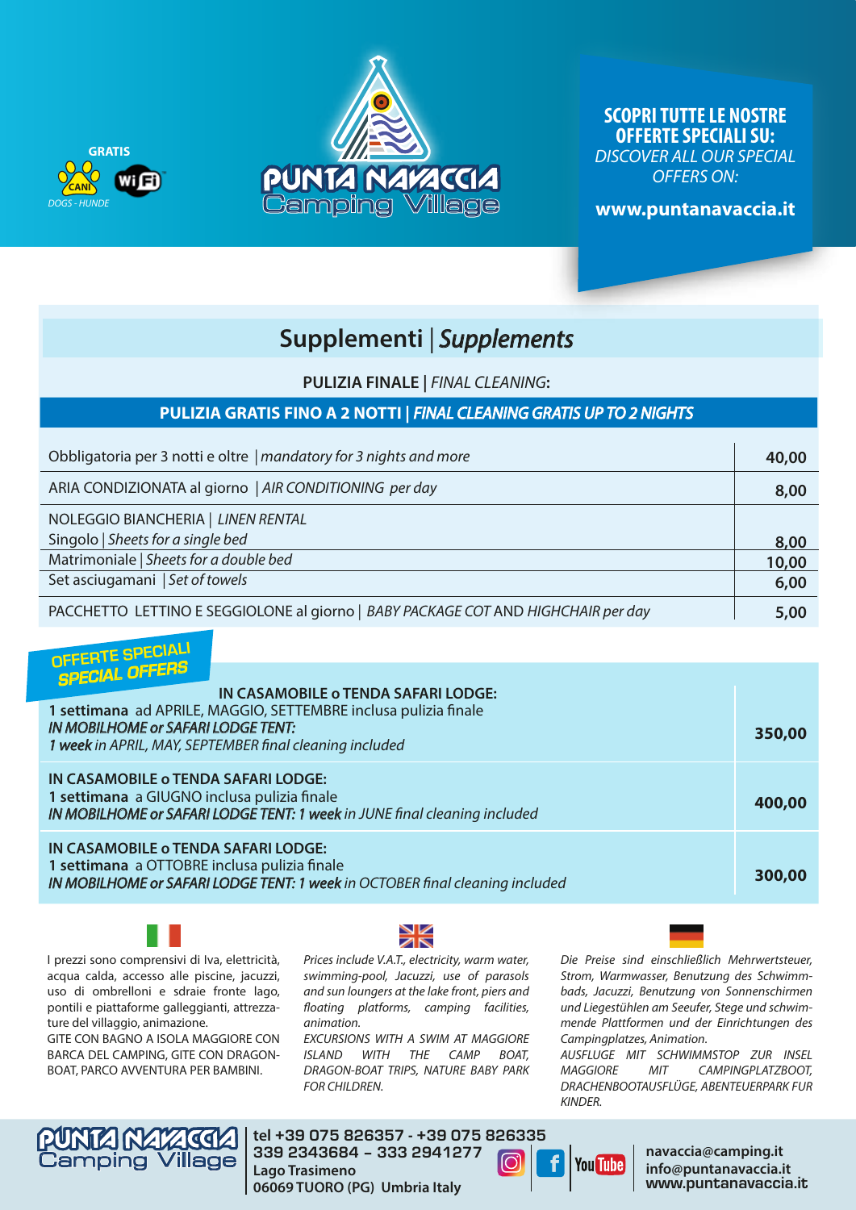GRATIS

CANI

DOGS - HUNDE

Wi Fi

PUNTA NAVACCIA
Camping Village

**SCOPRI TUTTE LE NOSTRE OFFERTE SPECIALI SU:**
*DISCOVER ALL OUR SPECIAL OFFERS ON:*

**www.puntanavaccia.it**

## Supplementi | *Supplements*

**PULIZIA FINALE |** *FINAL CLEANING***:**

**PULIZIA GRATIS FINO A 2 NOTTI |** ***FINAL CLEANING GRATIS UP TO 2 NIGHTS***

| | |
|---|---|
| Obbligatoria per 3 notti e oltre \| *mandatory for 3 nights and more* | **40,00** |
| ARIA CONDIZIONATA al giorno \| *AIR CONDITIONING per day* | **8,00** |
| NOLEGGIO BIANCHERIA \| *LINEN RENTAL* | |
| Singolo \| *Sheets for a single bed* | **8,00** |
| Matrimoniale \| *Sheets for a double bed* | **10,00** |
| Set asciugamani \| *Set of towels* | **6,00** |
| PACCHETTO LETTINO E SEGGIOLONE al giorno \| *BABY PACKAGE COT AND HIGHCHAIR per day* | **5,00** |

**OFFERTE SPECIALI**
***SPECIAL OFFERS***

| | |
|---|---|
| **IN CASAMOBILE o TENDA SAFARI LODGE:** **1 settimana** ad APRILE, MAGGIO, SETTEMBRE inclusa pulizia finale ***IN MOBILHOME or SAFARI LODGE TENT:*** ***1 week*** *in APRIL, MAY, SEPTEMBER final cleaning included* | **350,00** |
| **IN CASAMOBILE o TENDA SAFARI LODGE:** **1 settimana** a GIUGNO inclusa pulizia finale ***IN MOBILHOME or SAFARI LODGE TENT: 1 week*** *in JUNE final cleaning included* | **400,00** |
| **IN CASAMOBILE o TENDA SAFARI LODGE:** **1 settimana** a OTTOBRE inclusa pulizia finale ***IN MOBILHOME or SAFARI LODGE TENT: 1 week*** *in OCTOBER final cleaning included* | **300,00** |

I prezzi sono comprensivi di Iva, elettricità, acqua calda, accesso alle piscine, jacuzzi, uso di ombrelloni e sdraie fronte lago, pontili e piattaforme galleggianti, attrezzature del villaggio, animazione.
GITE CON BAGNO A ISOLA MAGGIORE CON BARCA DEL CAMPING, GITE CON DRAGON-BOAT, PARCO AVVENTURA PER BAMBINI.

*Prices include V.A.T., electricity, warm water, swimming-pool, Jacuzzi, use of parasols and sun loungers at the lake front, piers and floating platforms, camping facilities, animation.*
*EXCURSIONS WITH A SWIM AT MAGGIORE ISLAND WITH THE CAMP BOAT, DRAGON-BOAT TRIPS, NATURE BABY PARK FOR CHILDREN.*

*Die Preise sind einschließlich Mehrwertsteuer, Strom, Warmwasser, Benutzung des Schwimmbads, Jacuzzi, Benutzung von Sonnenschirmen und Liegestühlen am Seeufer, Stege und schwimmende Plattformen und der Einrichtungen des Campingplatzes, Animation.*
*AUSFLUGE MIT SCHWIMMSTOP ZUR INSEL MAGGIORE MIT CAMPINGPLATZBOOT, DRACHENBOOTAUSFLÜGE, ABENTEUERPARK FUR KINDER.*

PUNTA NAVACCIA Camping Village

**tel +39 075 826357 - +39 075 826335**
**339 2343684 – 333 2941277**
**Lago Trasimeno**
**06069 TUORO (PG) Umbria Italy**

**navaccia@camping.it**
**info@puntanavaccia.it**
**www.puntanavaccia.it**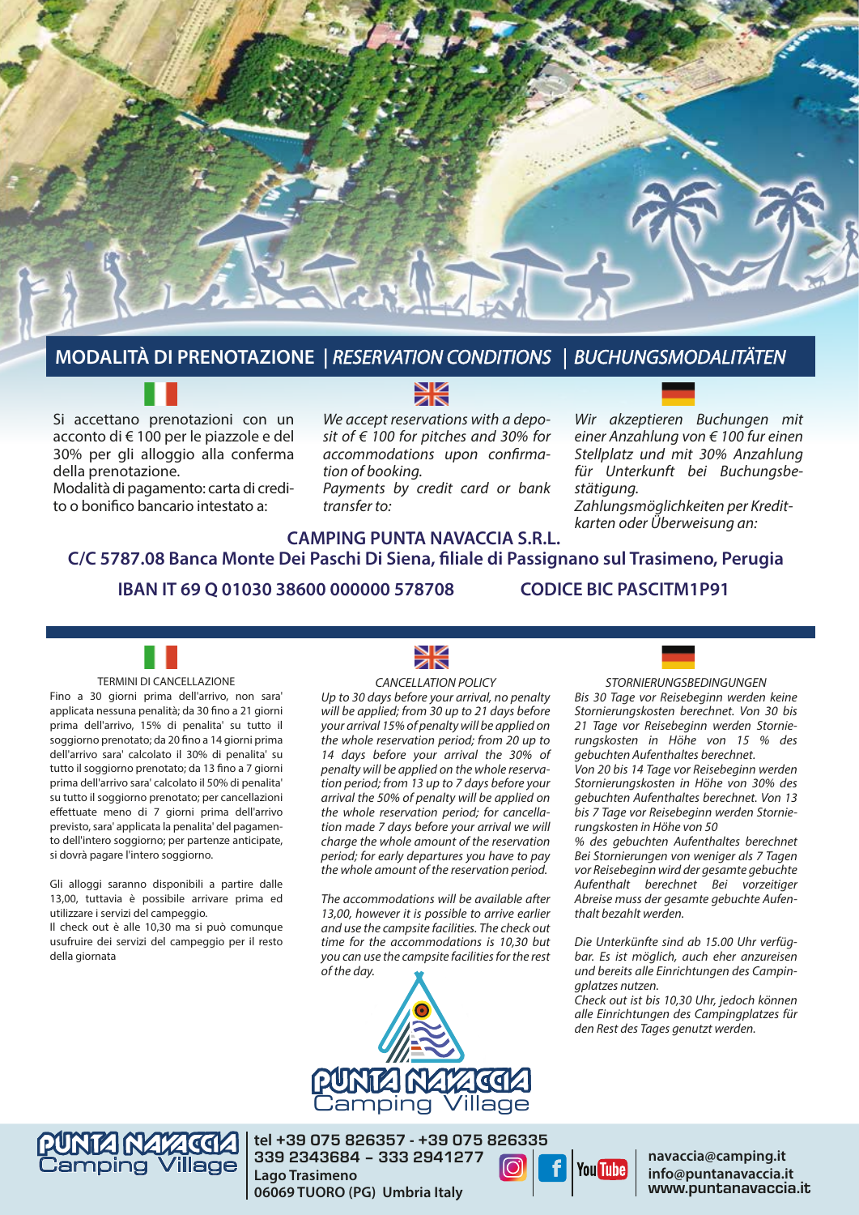## MODALITÀ DI PRENOTAZIONE | *RESERVATION CONDITIONS* | *BUCHUNGSMODALITÄTEN*

Si accettano prenotazioni con un acconto di € 100 per le piazzole e del 30% per gli alloggio alla conferma della prenotazione.
Modalità di pagamento: carta di credito o bonifico bancario intestato a:

*We accept reservations with a deposit of € 100 for pitches and 30% for accommodations upon confirmation of booking.*
*Payments by credit card or bank transfer to:*

*Wir akzeptieren Buchungen mit einer Anzahlung von € 100 fur einen Stellplatz und mit 30% Anzahlung für Unterkunft bei Buchungsbestätigung.*
*Zahlungsmöglichkeiten per Kreditkarten oder Überweisung an:*

**CAMPING PUNTA NAVACCIA S.R.L.**
**C/C 5787.08 Banca Monte Dei Paschi Di Siena, filiale di Passignano sul Trasimeno, Perugia**
**IBAN IT 69 Q 01030 38600 000000 578708** **CODICE BIC PASCITM1P91**

### TERMINI DI CANCELLAZIONE

Fino a 30 giorni prima dell'arrivo, non sara' applicata nessuna penalità; da 30 fino a 21 giorni prima dell'arrivo, 15% di penalita' su tutto il soggiorno prenotato; da 20 fino a 14 giorni prima dell'arrivo sara' calcolato il 30% di penalita' su tutto il soggiorno prenotato; da 13 fino a 7 giorni prima dell'arrivo sara' calcolato il 50% di penalita' su tutto il soggiorno prenotato; per cancellazioni effettuate meno di 7 giorni prima dell'arrivo previsto, sara' applicata la penalita' del pagamento dell'intero soggiorno; per partenze anticipate, si dovrà pagare l'intero soggiorno.

Gli alloggi saranno disponibili a partire dalle 13,00, tuttavia è possibile arrivare prima ed utilizzare i servizi del campeggio.
Il check out è alle 10,30 ma si può comunque usufruire dei servizi del campeggio per il resto della giornata

### *CANCELLATION POLICY*

*Up to 30 days before your arrival, no penalty will be applied; from 30 up to 21 days before your arrival 15% of penalty will be applied on the whole reservation period; from 20 up to 14 days before your arrival the 30% of penalty will be applied on the whole reservation period; from 13 up to 7 days before your arrival the 50% of penalty will be applied on the whole reservation period; for cancellation made 7 days before your arrival we will charge the whole amount of the reservation period; for early departures you have to pay the whole amount of the reservation period.*

*The accommodations will be available after 13,00, however it is possible to arrive earlier and use the campsite facilities. The check out time for the accommodations is 10,30 but you can use the campsite facilities for the rest of the day.*

### *STORNIERUNGSBEDINGUNGEN*

*Bis 30 Tage vor Reisebeginn werden keine Stornierungskosten berechnet. Von 30 bis 21 Tage vor Reisebeginn werden Stornierungskosten in Höhe von 15 % des gebuchten Aufenthaltes berechnet.*
*Von 20 bis 14 Tage vor Reisebeginn werden Stornierungskosten in Höhe von 30% des gebuchten Aufenthaltes berechnet. Von 13 bis 7 Tage vor Reisebeginn werden Stornierungskosten in Höhe von 50*
*% des gebuchten Aufenthaltes berechnet Bei Stornierungen von weniger als 7 Tagen vor Reisebeginn wird der gesamte gebuchte Aufenthalt berechnet Bei vorzeitiger Abreise muss der gesamte gebuchte Aufenthalt bezahlt werden.*

*Die Unterkünfte sind ab 15.00 Uhr verfügbar. Es ist möglich, auch eher anzureisen und bereits alle Einrichtungen des Campingplatzes nutzen.*
*Check out ist bis 10,30 Uhr, jedoch können alle Einrichtungen des Campingplatzes für den Rest des Tages genutzt werden.*

PUNTA NAVACCIA Camping Village

PUNTA NAVACCIA Camping Village

**tel +39 075 826357 - +39 075 826335**
**339 2343684 – 333 2941277**
**Lago Trasimeno**
**06069 TUORO (PG) Umbria Italy**

**navaccia@camping.it**
**info@puntanavaccia.it**
**www.puntanavaccia.it**